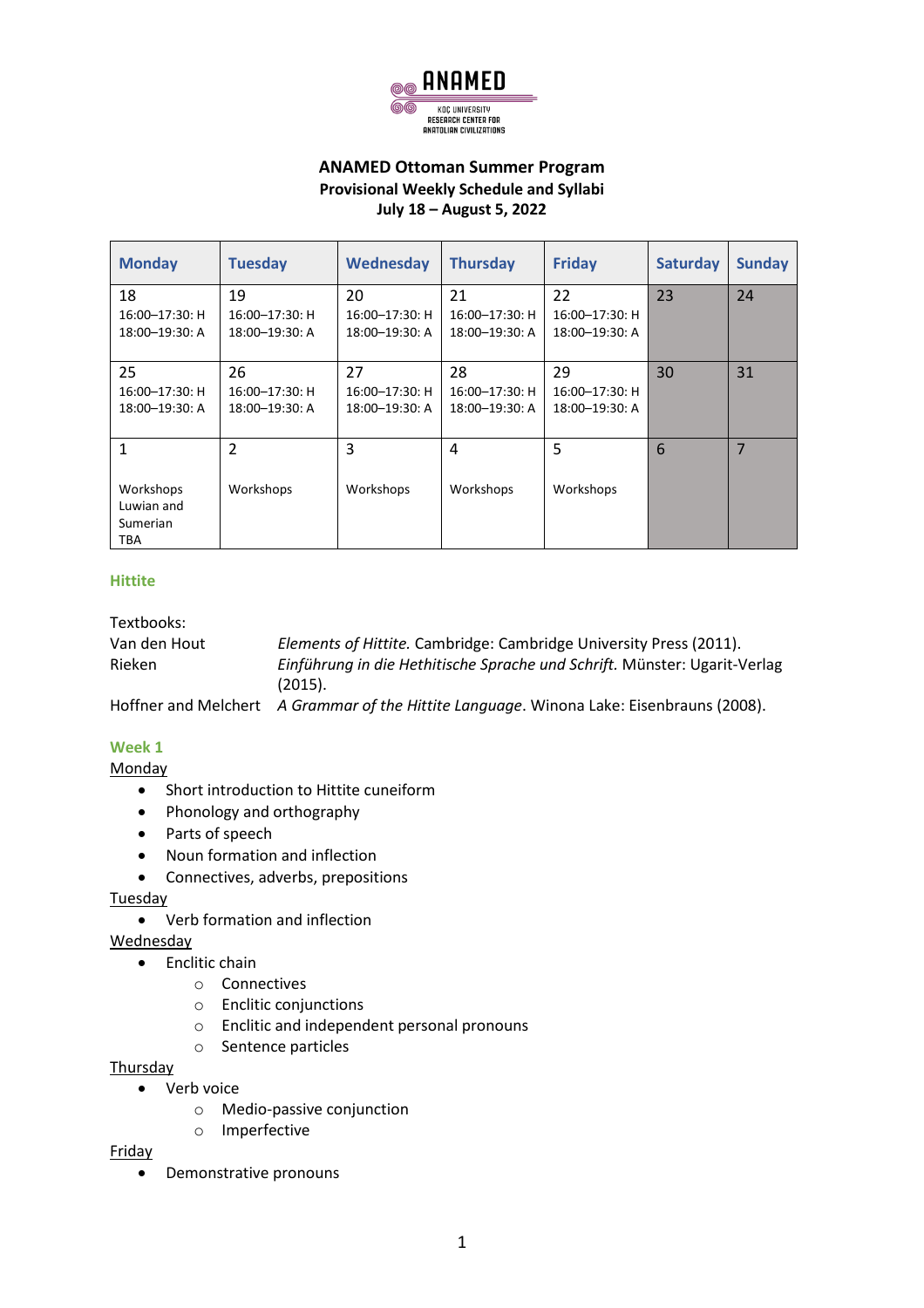ANAMED

KOÇ UNIVERSITY RESEARCH CENTER FOR ANATOLIAN CIVILIZATIONS

## ANAMED Ottoman Summer Program
### Provisional Weekly Schedule and Syllabi
### July 18 – August 5, 2022

| Monday | Tuesday | Wednesday | Thursday | Friday | Saturday | Sunday |
|---|---|---|---|---|---|---|
| 18<br>16:00–17:30: H<br>18:00–19:30: A | 19<br>16:00–17:30: H<br>18:00–19:30: A | 20<br>16:00–17:30: H<br>18:00–19:30: A | 21<br>16:00–17:30: H<br>18:00–19:30: A | 22<br>16:00–17:30: H<br>18:00–19:30: A | 23 | 24 |
| 25<br>16:00–17:30: H<br>18:00–19:30: A | 26<br>16:00–17:30: H<br>18:00–19:30: A | 27<br>16:00–17:30: H<br>18:00–19:30: A | 28<br>16:00–17:30: H<br>18:00–19:30: A | 29<br>16:00–17:30: H<br>18:00–19:30: A | 30 | 31 |
| 1<br><br>Workshops<br>Luwian and<br>Sumerian<br>TBA | 2<br><br>Workshops | 3<br><br>Workshops | 4<br><br>Workshops | 5<br><br>Workshops | 6 | 7 |

## Hittite

Textbooks:

| | |
|---|---|
| Van den Hout | *Elements of Hittite.* Cambridge: Cambridge University Press (2011). |
| Rieken | *Einführung in die Hethitische Sprache und Schrift.* Münster: Ugarit-Verlag (2015). |
| Hoffner and Melchert | *A Grammar of the Hittite Language*. Winona Lake: Eisenbrauns (2008). |

### Week 1

Monday

- Short introduction to Hittite cuneiform
- Phonology and orthography
- Parts of speech
- Noun formation and inflection
- Connectives, adverbs, prepositions

Tuesday

- Verb formation and inflection

Wednesday

- Enclitic chain
    - Connectives
    - Enclitic conjunctions
    - Enclitic and independent personal pronouns
    - Sentence particles

Thursday

- Verb voice
    - Medio-passive conjunction
    - Imperfective

Friday

- Demonstrative pronouns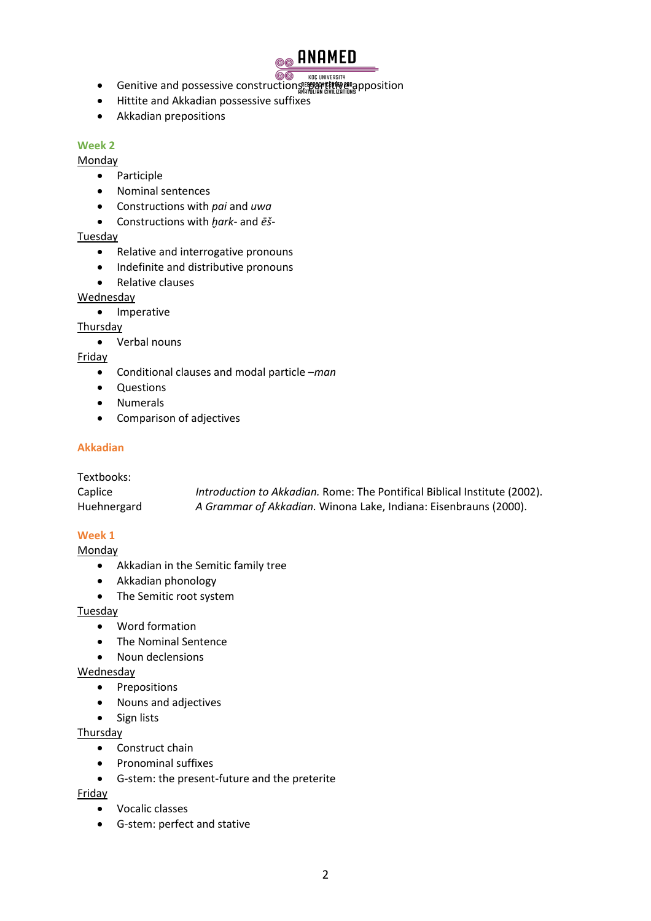- Genitive and possessive constructions, partitive apposition
- Hittite and Akkadian possessive suffixes
- Akkadian prepositions

### Week 2

Monday

- Participle
- Nominal sentences
- Constructions with *pai* and *uwa*
- Constructions with *ḫark-* and *ēš-*

Tuesday

- Relative and interrogative pronouns
- Indefinite and distributive pronouns
- Relative clauses

Wednesday

- Imperative

Thursday

- Verbal nouns

Friday

- Conditional clauses and modal particle *–man*
- Questions
- Numerals
- Comparison of adjectives

## Akkadian

Textbooks:

| | |
|---|---|
| Caplice | *Introduction to Akkadian.* Rome: The Pontifical Biblical Institute (2002). |
| Huehnergard | *A Grammar of Akkadian.* Winona Lake, Indiana: Eisenbrauns (2000). |

### Week 1

Monday

- Akkadian in the Semitic family tree
- Akkadian phonology
- The Semitic root system

Tuesday

- Word formation
- The Nominal Sentence
- Noun declensions

Wednesday

- Prepositions
- Nouns and adjectives
- Sign lists

Thursday

- Construct chain
- Pronominal suffixes
- G-stem: the present-future and the preterite

Friday

- Vocalic classes
- G-stem: perfect and stative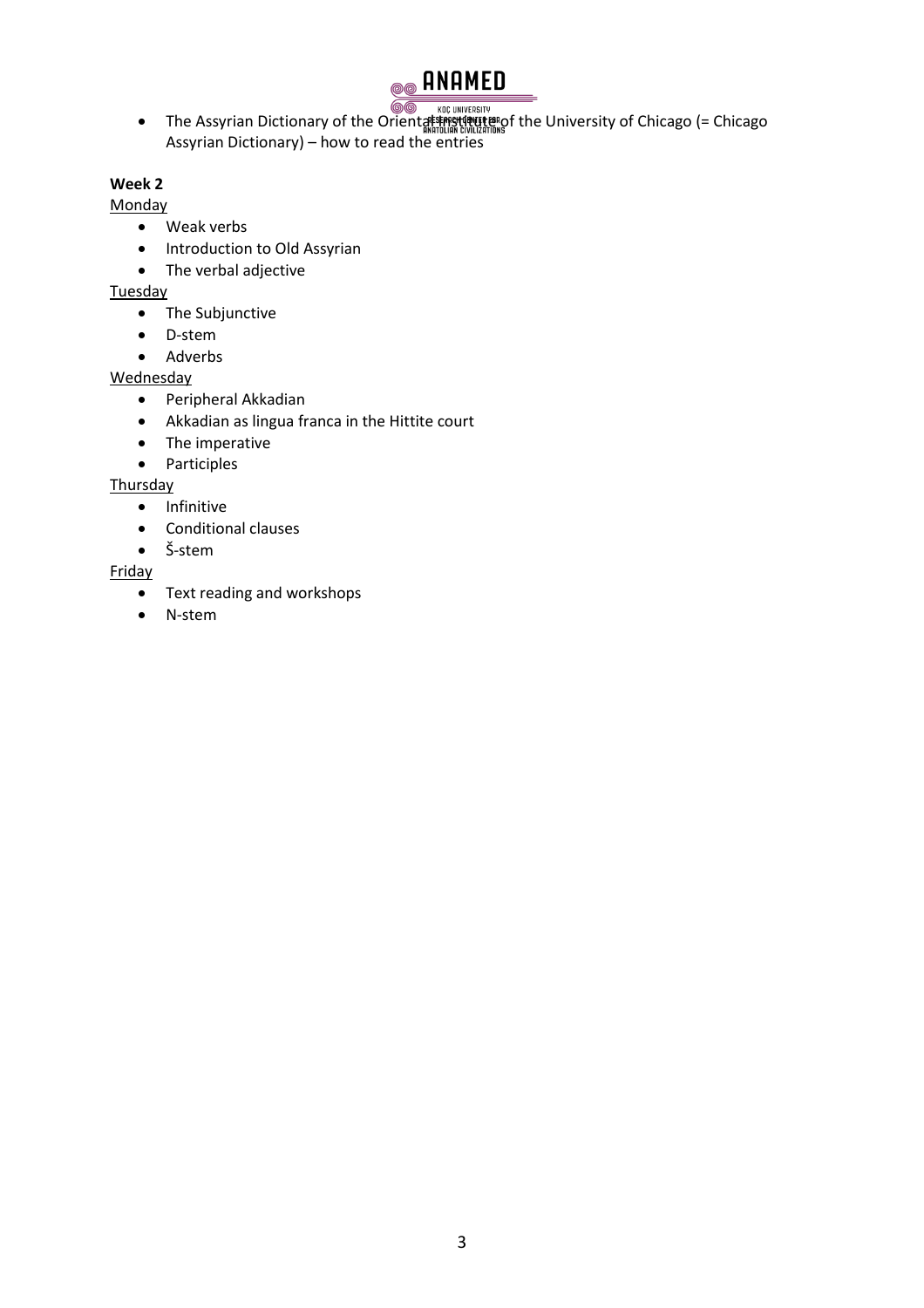- The Assyrian Dictionary of the Oriental Institute of the University of Chicago (= Chicago Assyrian Dictionary) – how to read the entries

**Week 2**

Monday

- Weak verbs
- Introduction to Old Assyrian
- The verbal adjective

Tuesday

- The Subjunctive
- D-stem
- Adverbs

Wednesday

- Peripheral Akkadian
- Akkadian as lingua franca in the Hittite court
- The imperative
- Participles

Thursday

- Infinitive
- Conditional clauses
- Š-stem

Friday

- Text reading and workshops
- N-stem